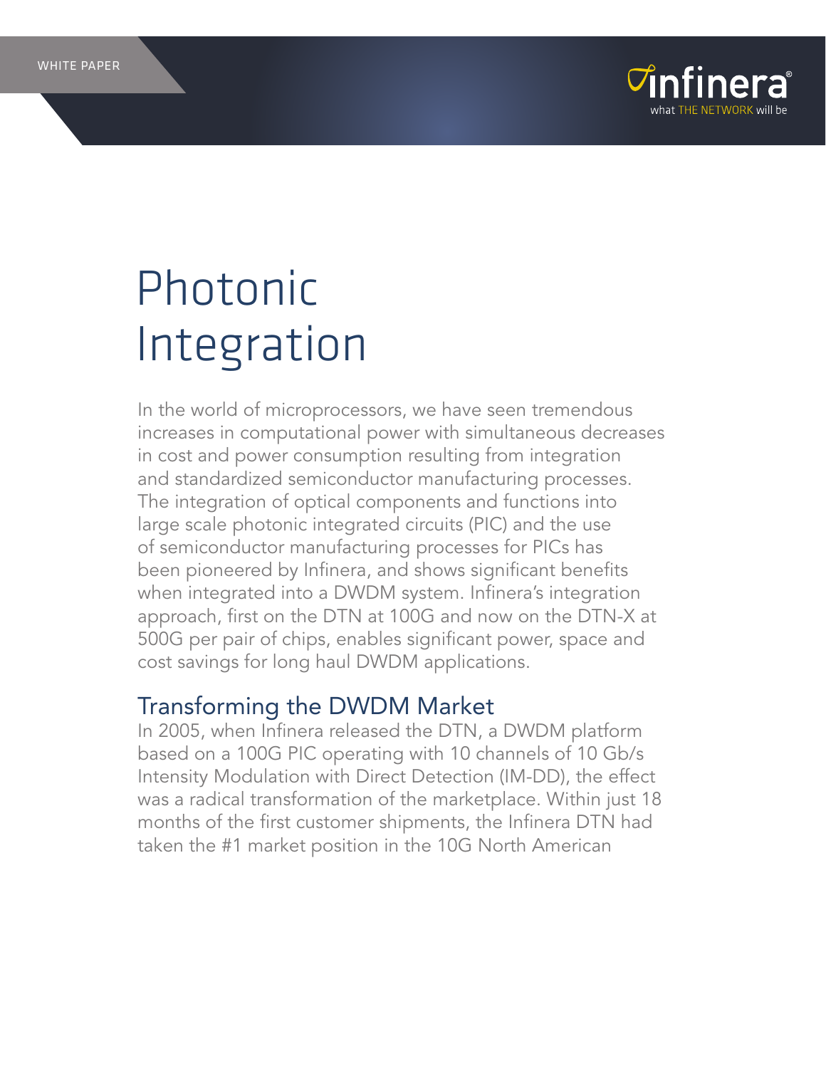# Photonic Integration

In the world of microprocessors, we have seen tremendous increases in computational power with simultaneous decreases in cost and power consumption resulting from integration and standardized semiconductor manufacturing processes. The integration of optical components and functions into large scale photonic integrated circuits (PIC) and the use of semiconductor manufacturing processes for PICs has been pioneered by Infinera, and shows significant benefits when integrated into a DWDM system. Infinera's integration approach, first on the DTN at 100G and now on the DTN-X at 500G per pair of chips, enables significant power, space and cost savings for long haul DWDM applications.

## Transforming the DWDM Market

In 2005, when Infinera released the DTN, a DWDM platform based on a 100G PIC operating with 10 channels of 10 Gb/s Intensity Modulation with Direct Detection (IM-DD), the effect was a radical transformation of the marketplace. Within just 18 months of the first customer shipments, the Infinera DTN had taken the #1 market position in the 10G North American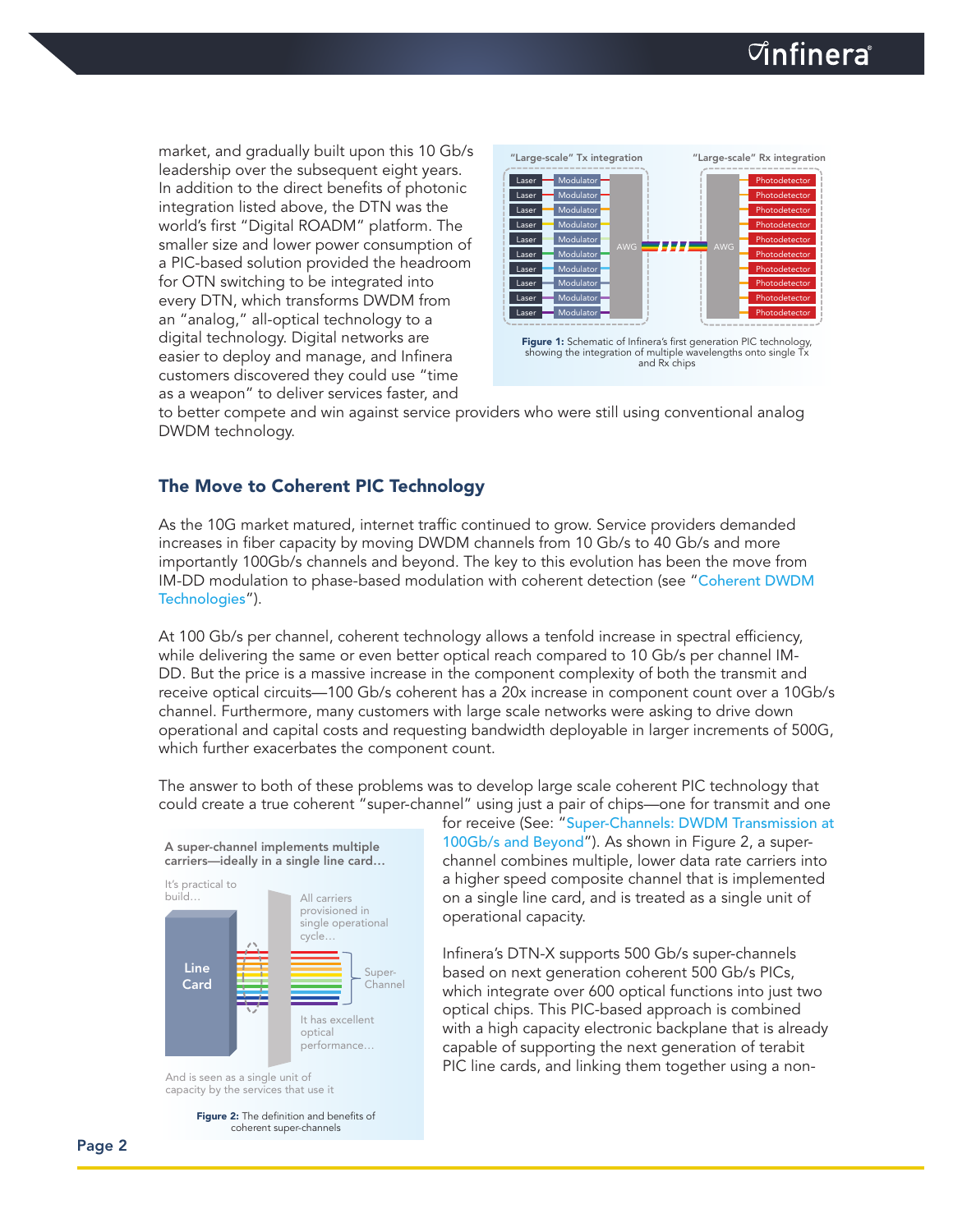market, and gradually built upon this 10 Gb/s leadership over the subsequent eight years. In addition to the direct benefits of photonic integration listed above, the DTN was the world's first "Digital ROADM" platform. The smaller size and lower power consumption of a PIC-based solution provided the headroom for OTN switching to be integrated into every DTN, which transforms DWDM from an "analog," all-optical technology to a digital technology. Digital networks are easier to deploy and manage, and Infinera customers discovered they could use "time as a weapon" to deliver services faster, and to better compete and win against service providers who were still using conventional analog DWDM technology.

**Figure 1:** Schematic of Infinera's first generation PIC technology, showing the integration of multiple wavelengths onto single Tx and Rx chips

## The Move to Coherent PIC Technology

As the 10G market matured, internet traffic continued to grow. Service providers demanded increases in fiber capacity by moving DWDM channels from 10 Gb/s to 40 Gb/s and more importantly 100Gb/s channels and beyond. The key to this evolution has been the move from IM-DD modulation to phase-based modulation with coherent detection (see "Coherent DWDM Technologies").

At 100 Gb/s per channel, coherent technology allows a tenfold increase in spectral efficiency, while delivering the same or even better optical reach compared to 10 Gb/s per channel IM-DD. But the price is a massive increase in the component complexity of both the transmit and receive optical circuits—100 Gb/s coherent has a 20x increase in component count over a 10Gb/s channel. Furthermore, many customers with large scale networks were asking to drive down operational and capital costs and requesting bandwidth deployable in larger increments of 500G, which further exacerbates the component count.

The answer to both of these problems was to develop large scale coherent PIC technology that could create a true coherent "super-channel" using just a pair of chips—one for transmit and one for receive (See: "Super-Channels: DWDM Transmission at 100Gb/s and Beyond"). As shown in Figure 2, a super-channel combines multiple, lower data rate carriers into a higher speed composite channel that is implemented on a single line card, and is treated as a single unit of operational capacity.

**Figure 2:** The definition and benefits of coherent super-channels

Infinera's DTN-X supports 500 Gb/s super-channels based on next generation coherent 500 Gb/s PICs, which integrate over 600 optical functions into just two optical chips. This PIC-based approach is combined with a high capacity electronic backplane that is already capable of supporting the next generation of terabit PIC line cards, and linking them together using a non-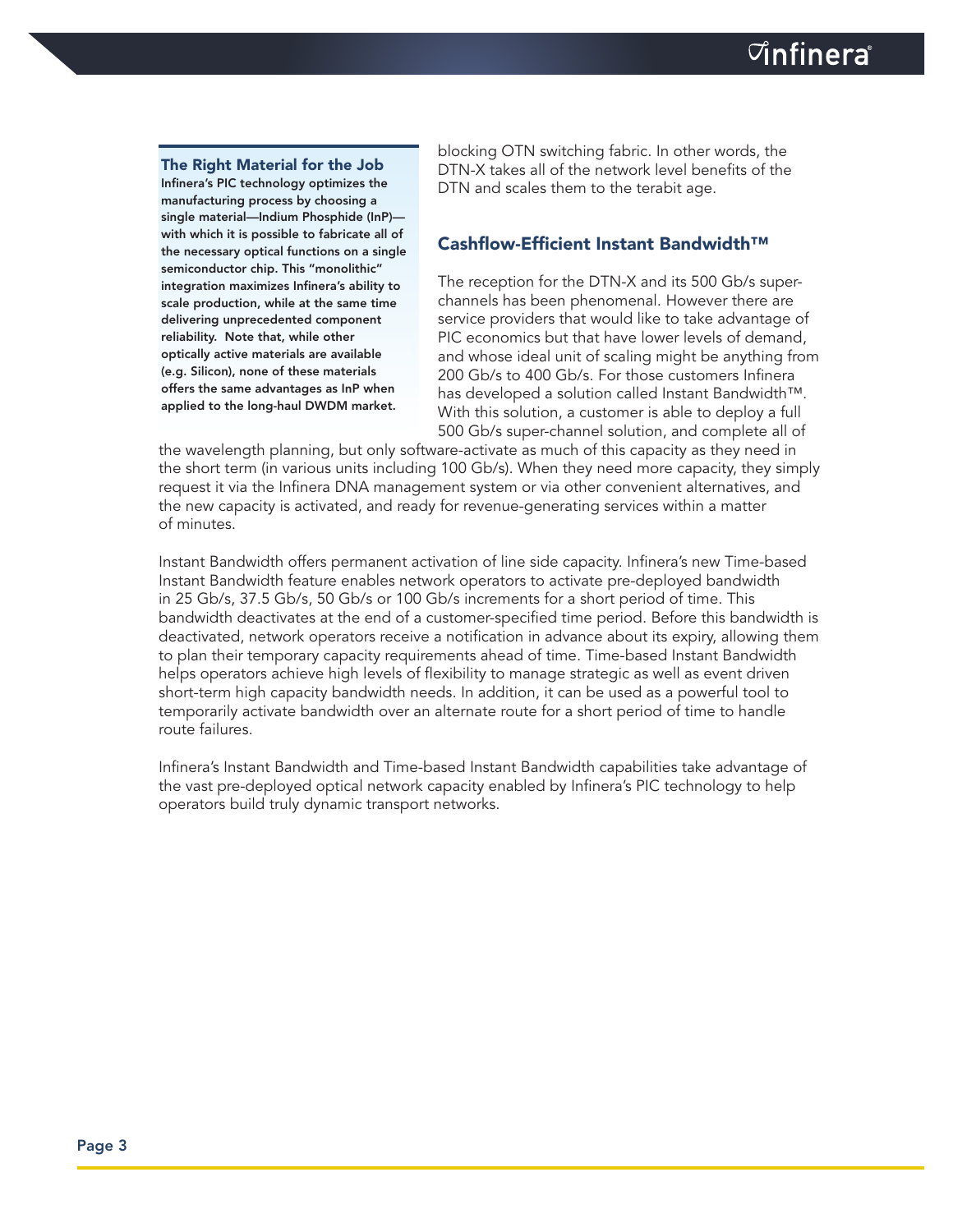### The Right Material for the Job

**Infinera's PIC technology optimizes the manufacturing process by choosing a single material—Indium Phosphide (InP)—with which it is possible to fabricate all of the necessary optical functions on a single semiconductor chip. This "monolithic" integration maximizes Infinera's ability to scale production, while at the same time delivering unprecedented component reliability. Note that, while other optically active materials are available (e.g. Silicon), none of these materials offers the same advantages as InP when applied to the long-haul DWDM market.**

blocking OTN switching fabric. In other words, the DTN-X takes all of the network level benefits of the DTN and scales them to the terabit age.

## Cashflow-Efficient Instant Bandwidth™

The reception for the DTN-X and its 500 Gb/s super-channels has been phenomenal. However there are service providers that would like to take advantage of PIC economics but that have lower levels of demand, and whose ideal unit of scaling might be anything from 200 Gb/s to 400 Gb/s. For those customers Infinera has developed a solution called Instant Bandwidth™. With this solution, a customer is able to deploy a full 500 Gb/s super-channel solution, and complete all of the wavelength planning, but only software-activate as much of this capacity as they need in the short term (in various units including 100 Gb/s). When they need more capacity, they simply request it via the Infinera DNA management system or via other convenient alternatives, and the new capacity is activated, and ready for revenue-generating services within a matter of minutes.

Instant Bandwidth offers permanent activation of line side capacity. Infinera's new Time-based Instant Bandwidth feature enables network operators to activate pre-deployed bandwidth in 25 Gb/s, 37.5 Gb/s, 50 Gb/s or 100 Gb/s increments for a short period of time. This bandwidth deactivates at the end of a customer-specified time period. Before this bandwidth is deactivated, network operators receive a notification in advance about its expiry, allowing them to plan their temporary capacity requirements ahead of time. Time-based Instant Bandwidth helps operators achieve high levels of flexibility to manage strategic as well as event driven short-term high capacity bandwidth needs. In addition, it can be used as a powerful tool to temporarily activate bandwidth over an alternate route for a short period of time to handle route failures.

Infinera's Instant Bandwidth and Time-based Instant Bandwidth capabilities take advantage of the vast pre-deployed optical network capacity enabled by Infinera's PIC technology to help operators build truly dynamic transport networks.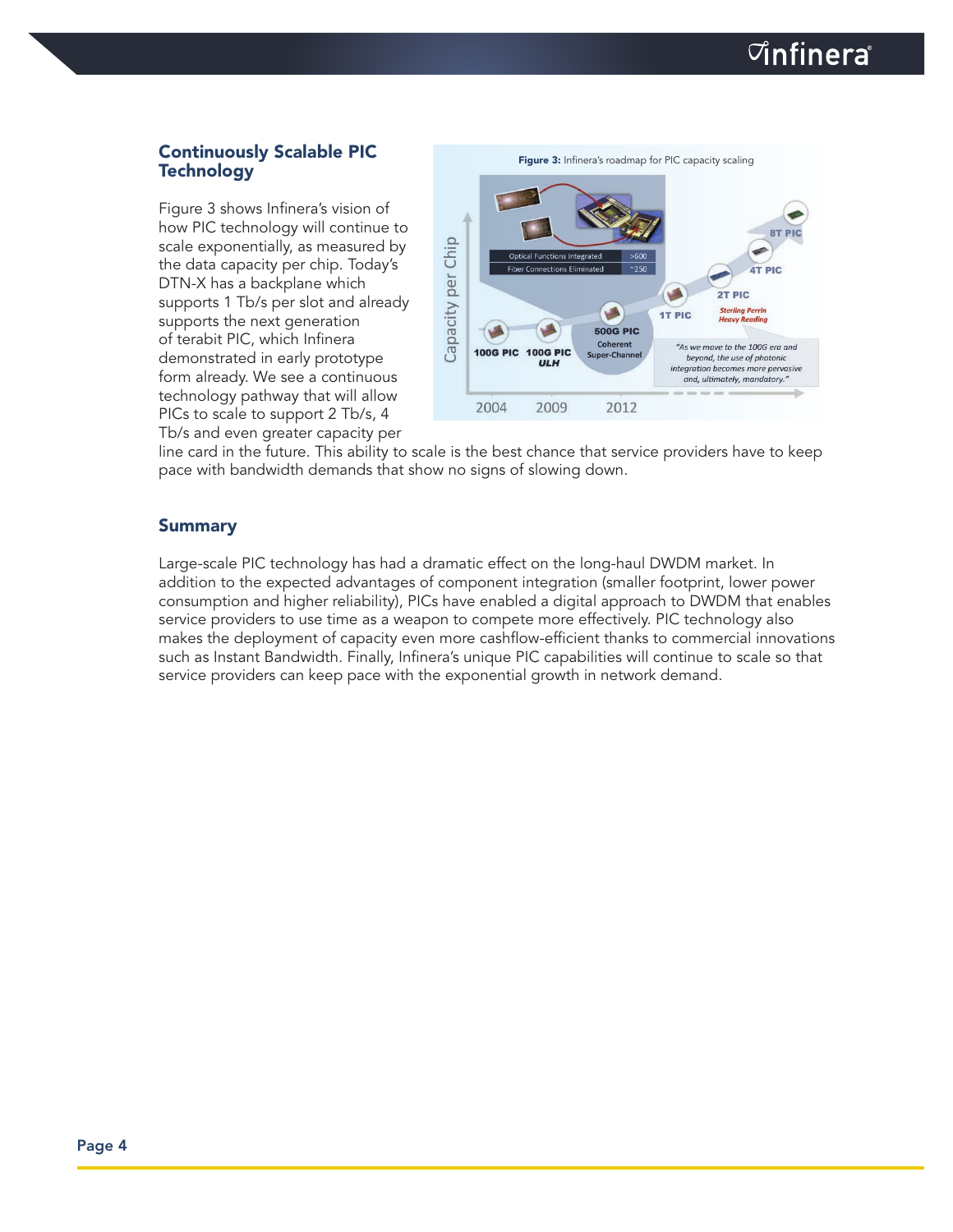## Continuously Scalable PIC Technology

Figure 3 shows Infinera's vision of how PIC technology will continue to scale exponentially, as measured by the data capacity per chip. Today's DTN-X has a backplane which supports 1 Tb/s per slot and already supports the next generation of terabit PIC, which Infinera demonstrated in early prototype form already. We see a continuous technology pathway that will allow PICs to scale to support 2 Tb/s, 4 Tb/s and even greater capacity per line card in the future. This ability to scale is the best chance that service providers have to keep pace with bandwidth demands that show no signs of slowing down.

**Figure 3:** Infinera's roadmap for PIC capacity scaling

## Summary

Large-scale PIC technology has had a dramatic effect on the long-haul DWDM market. In addition to the expected advantages of component integration (smaller footprint, lower power consumption and higher reliability), PICs have enabled a digital approach to DWDM that enables service providers to use time as a weapon to compete more effectively. PIC technology also makes the deployment of capacity even more cashflow-efficient thanks to commercial innovations such as Instant Bandwidth. Finally, Infinera's unique PIC capabilities will continue to scale so that service providers can keep pace with the exponential growth in network demand.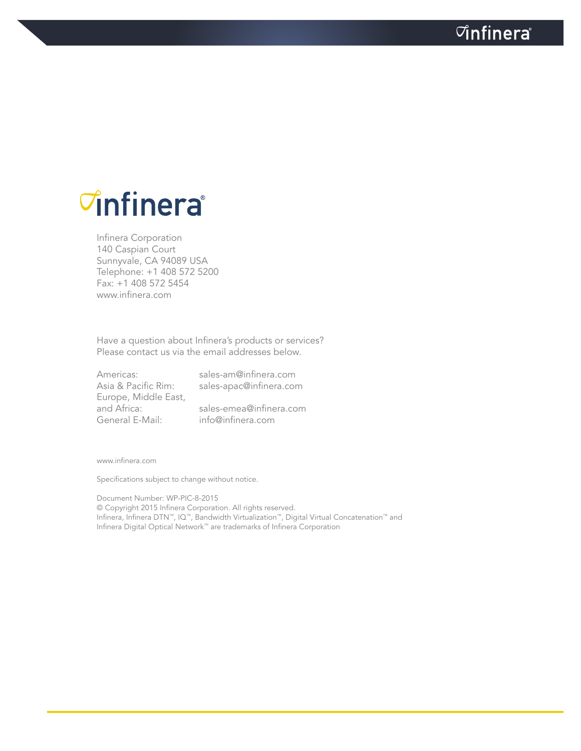Infinera Corporation
140 Caspian Court
Sunnyvale, CA 94089 USA
Telephone: +1 408 572 5200
Fax: +1 408 572 5454
www.infinera.com

Have a question about Infinera's products or services?
Please contact us via the email addresses below.

| | |
|---|---|
| Americas: | sales-am@infinera.com |
| Asia & Pacific Rim: | sales-apac@infinera.com |
| Europe, Middle East, and Africa: | sales-emea@infinera.com |
| General E-Mail: | info@infinera.com |

www.infinera.com

Specifications subject to change without notice.

Document Number: WP-PIC-8-2015
© Copyright 2015 Infinera Corporation. All rights reserved.
Infinera, Infinera DTN™, IQ™, Bandwidth Virtualization™, Digital Virtual Concatenation™ and Infinera Digital Optical Network™ are trademarks of Infinera Corporation